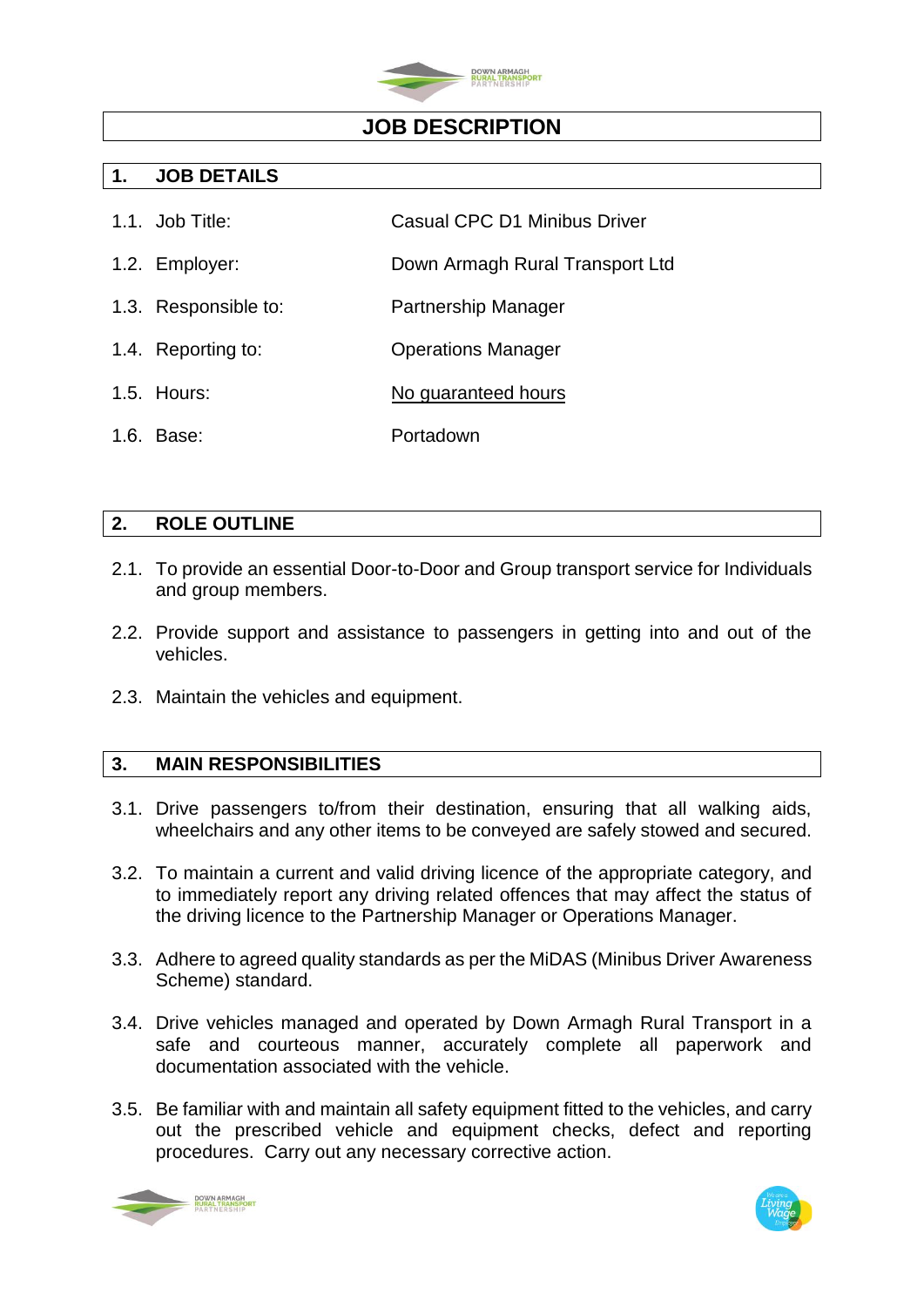# JOB DESCRIPTION

## 1. JOB DETAILS

| | |
|---|---|
| 1.1. Job Title: | Casual CPC D1 Minibus Driver |
| 1.2. Employer: | Down Armagh Rural Transport Ltd |
| 1.3. Responsible to: | Partnership Manager |
| 1.4. Reporting to: | Operations Manager |
| 1.5. Hours: | No guaranteed hours |
| 1.6. Base: | Portadown |

## 2. ROLE OUTLINE

2.1. To provide an essential Door-to-Door and Group transport service for Individuals and group members.

2.2. Provide support and assistance to passengers in getting into and out of the vehicles.

2.3. Maintain the vehicles and equipment.

## 3. MAIN RESPONSIBILITIES

3.1. Drive passengers to/from their destination, ensuring that all walking aids, wheelchairs and any other items to be conveyed are safely stowed and secured.

3.2. To maintain a current and valid driving licence of the appropriate category, and to immediately report any driving related offences that may affect the status of the driving licence to the Partnership Manager or Operations Manager.

3.3. Adhere to agreed quality standards as per the MiDAS (Minibus Driver Awareness Scheme) standard.

3.4. Drive vehicles managed and operated by Down Armagh Rural Transport in a safe and courteous manner, accurately complete all paperwork and documentation associated with the vehicle.

3.5. Be familiar with and maintain all safety equipment fitted to the vehicles, and carry out the prescribed vehicle and equipment checks, defect and reporting procedures. Carry out any necessary corrective action.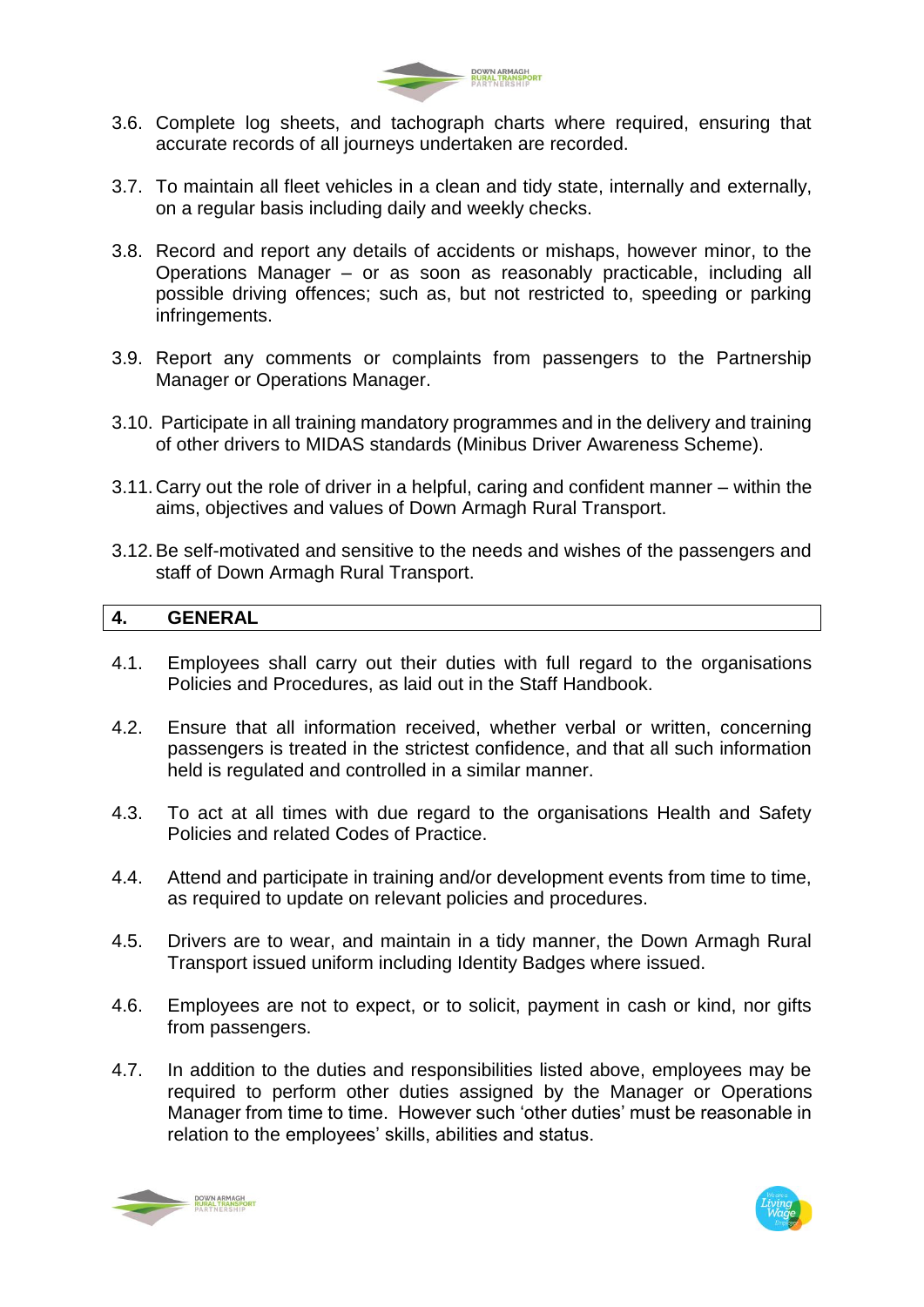3.6. Complete log sheets, and tachograph charts where required, ensuring that accurate records of all journeys undertaken are recorded.

3.7. To maintain all fleet vehicles in a clean and tidy state, internally and externally, on a regular basis including daily and weekly checks.

3.8. Record and report any details of accidents or mishaps, however minor, to the Operations Manager – or as soon as reasonably practicable, including all possible driving offences; such as, but not restricted to, speeding or parking infringements.

3.9. Report any comments or complaints from passengers to the Partnership Manager or Operations Manager.

3.10. Participate in all training mandatory programmes and in the delivery and training of other drivers to MIDAS standards (Minibus Driver Awareness Scheme).

3.11. Carry out the role of driver in a helpful, caring and confident manner – within the aims, objectives and values of Down Armagh Rural Transport.

3.12. Be self-motivated and sensitive to the needs and wishes of the passengers and staff of Down Armagh Rural Transport.

## 4. GENERAL

4.1. Employees shall carry out their duties with full regard to the organisations Policies and Procedures, as laid out in the Staff Handbook.

4.2. Ensure that all information received, whether verbal or written, concerning passengers is treated in the strictest confidence, and that all such information held is regulated and controlled in a similar manner.

4.3. To act at all times with due regard to the organisations Health and Safety Policies and related Codes of Practice.

4.4. Attend and participate in training and/or development events from time to time, as required to update on relevant policies and procedures.

4.5. Drivers are to wear, and maintain in a tidy manner, the Down Armagh Rural Transport issued uniform including Identity Badges where issued.

4.6. Employees are not to expect, or to solicit, payment in cash or kind, nor gifts from passengers.

4.7. In addition to the duties and responsibilities listed above, employees may be required to perform other duties assigned by the Manager or Operations Manager from time to time. However such 'other duties' must be reasonable in relation to the employees' skills, abilities and status.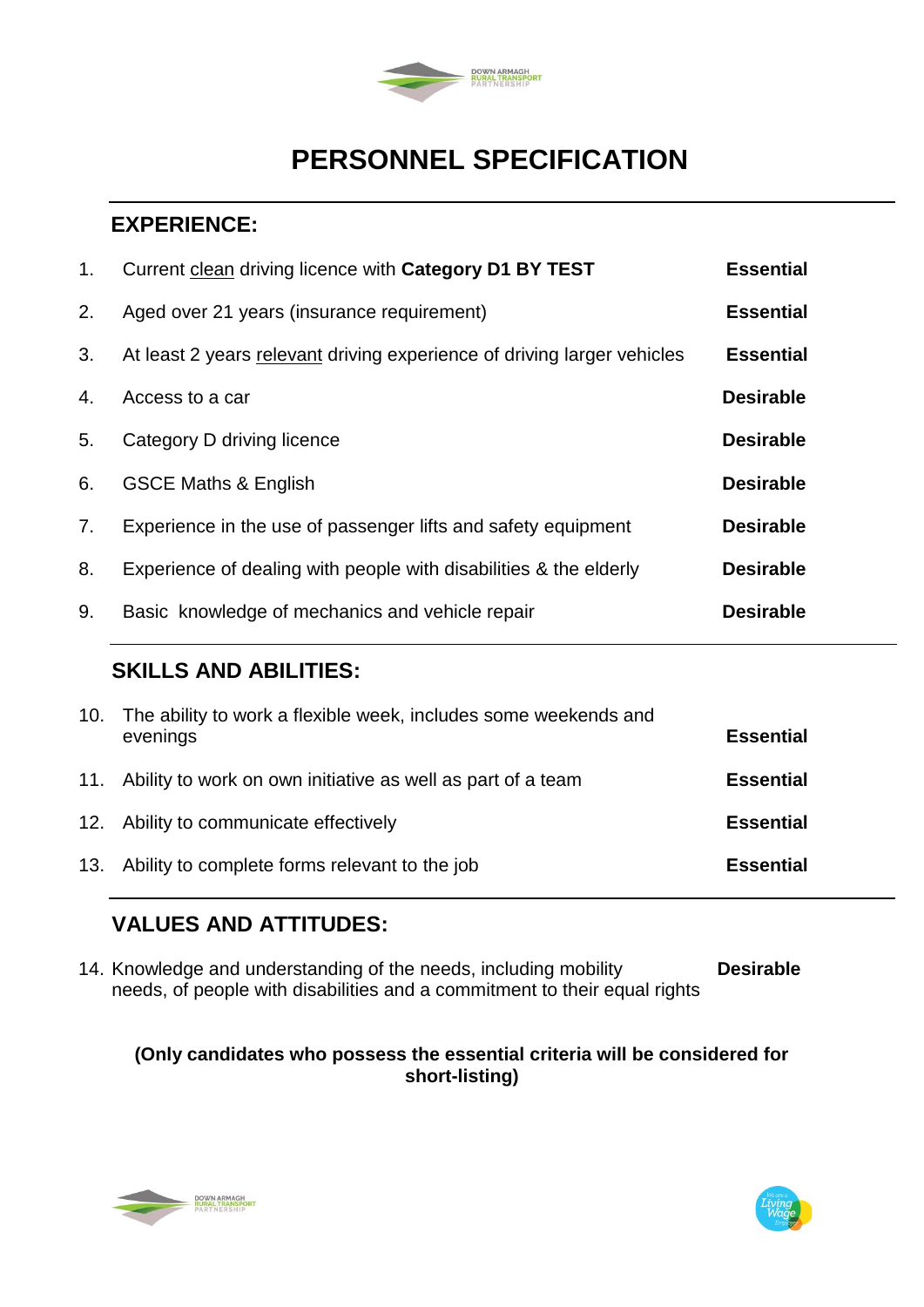# PERSONNEL SPECIFICATION

## EXPERIENCE:

| | | |
|---|---|---|
| 1. | Current clean driving licence with **Category D1 BY TEST** | **Essential** |
| 2. | Aged over 21 years (insurance requirement) | **Essential** |
| 3. | At least 2 years relevant driving experience of driving larger vehicles | **Essential** |
| 4. | Access to a car | **Desirable** |
| 5. | Category D driving licence | **Desirable** |
| 6. | GSCE Maths & English | **Desirable** |
| 7. | Experience in the use of passenger lifts and safety equipment | **Desirable** |
| 8. | Experience of dealing with people with disabilities & the elderly | **Desirable** |
| 9. | Basic knowledge of mechanics and vehicle repair | **Desirable** |

## SKILLS AND ABILITIES:

| | | |
|---|---|---|
| 10. | The ability to work a flexible week, includes some weekends and evenings | **Essential** |
| 11. | Ability to work on own initiative as well as part of a team | **Essential** |
| 12. | Ability to communicate effectively | **Essential** |
| 13. | Ability to complete forms relevant to the job | **Essential** |

## VALUES AND ATTITUDES:

| | | |
|---|---|---|
| 14. | Knowledge and understanding of the needs, including mobility needs, of people with disabilities and a commitment to their equal rights | **Desirable** |

**(Only candidates who possess the essential criteria will be considered for short-listing)**